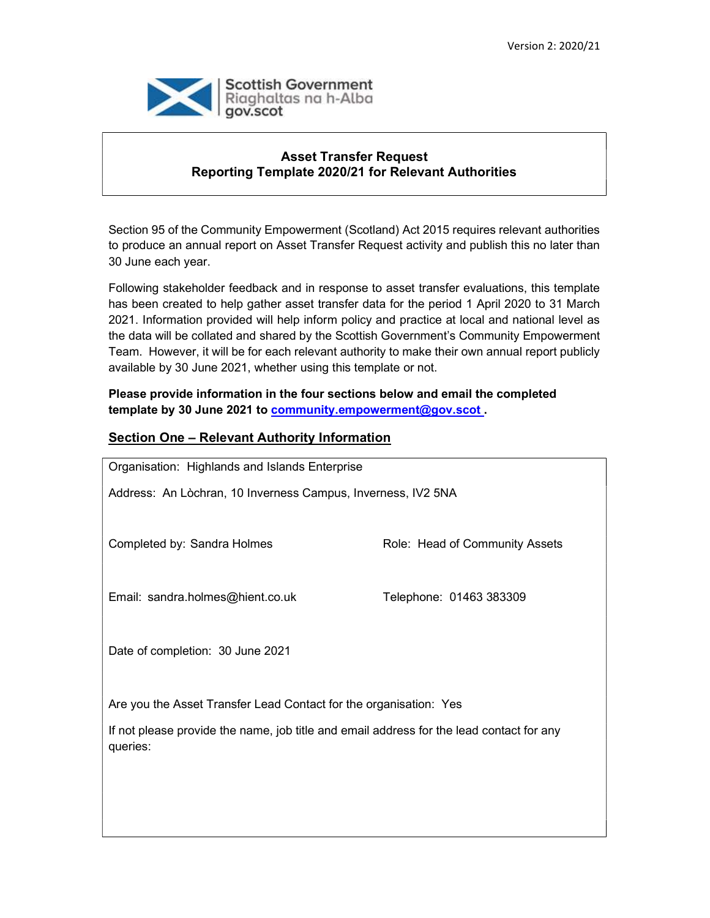Version 2: 2020/21

Scottish Government
Riaghaltas na h-Alba
gov.scot

**Asset Transfer Request**
**Reporting Template 2020/21 for Relevant Authorities**

Section 95 of the Community Empowerment (Scotland) Act 2015 requires relevant authorities to produce an annual report on Asset Transfer Request activity and publish this no later than 30 June each year.

Following stakeholder feedback and in response to asset transfer evaluations, this template has been created to help gather asset transfer data for the period 1 April 2020 to 31 March 2021. Information provided will help inform policy and practice at local and national level as the data will be collated and shared by the Scottish Government's Community Empowerment Team. However, it will be for each relevant authority to make their own annual report publicly available by 30 June 2021, whether using this template or not.

**Please provide information in the four sections below and email the completed template by 30 June 2021 to [community.empowerment@gov.scot](mailto:community.empowerment@gov.scot) .**

## Section One – Relevant Authority Information

Organisation: Highlands and Islands Enterprise

Address: An Lòchran, 10 Inverness Campus, Inverness, IV2 5NA

Completed by: Sandra Holmes

Role: Head of Community Assets

Email: sandra.holmes@hient.co.uk

Telephone: 01463 383309

Date of completion: 30 June 2021

Are you the Asset Transfer Lead Contact for the organisation: Yes

If not please provide the name, job title and email address for the lead contact for any queries: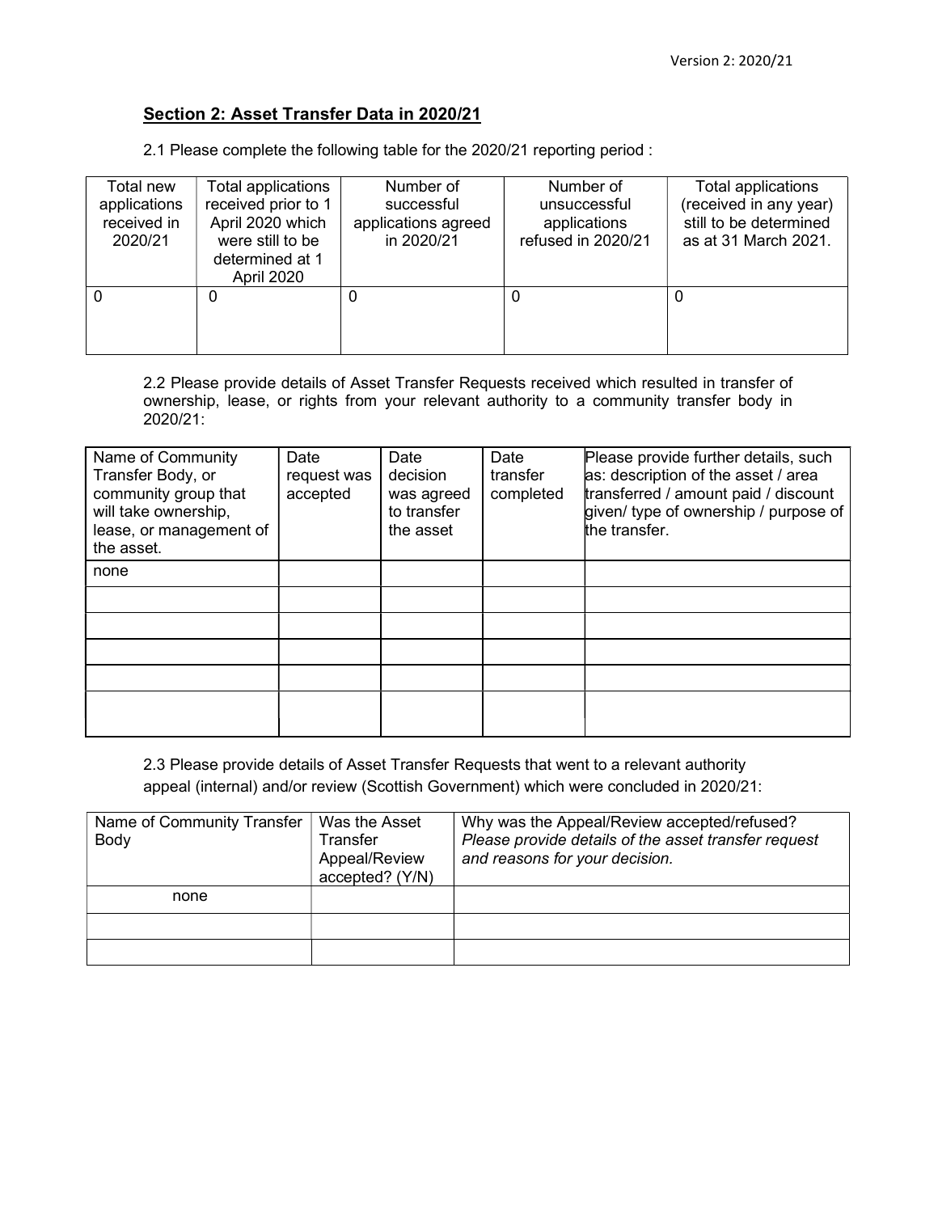## Section 2: Asset Transfer Data in 2020/21

2.1 Please complete the following table for the 2020/21 reporting period :

| Total new applications received in 2020/21 | Total applications received prior to 1 April 2020 which were still to be determined at 1 April 2020 | Number of successful applications agreed in 2020/21 | Number of unsuccessful applications refused in 2020/21 | Total applications (received in any year) still to be determined as at 31 March 2021. |
|---|---|---|---|---|
| 0 | 0 | 0 | 0 | 0 |

2.2 Please provide details of Asset Transfer Requests received which resulted in transfer of ownership, lease, or rights from your relevant authority to a community transfer body in 2020/21:

| Name of Community Transfer Body, or community group that will take ownership, lease, or management of the asset. | Date request was accepted | Date decision was agreed to transfer the asset | Date transfer completed | Please provide further details, such as: description of the asset / area transferred / amount paid / discount given/ type of ownership / purpose of the transfer. |
|---|---|---|---|---|
| none | | | | |
| | | | | |
| | | | | |
| | | | | |
| | | | | |
| | | | | |

2.3 Please provide details of Asset Transfer Requests that went to a relevant authority appeal (internal) and/or review (Scottish Government) which were concluded in 2020/21:

| Name of Community Transfer Body | Was the Asset Transfer Appeal/Review accepted? (Y/N) | Why was the Appeal/Review accepted/refused? *Please provide details of the asset transfer request and reasons for your decision.* |
|---|---|---|
| none | | |
| | | |
| | | |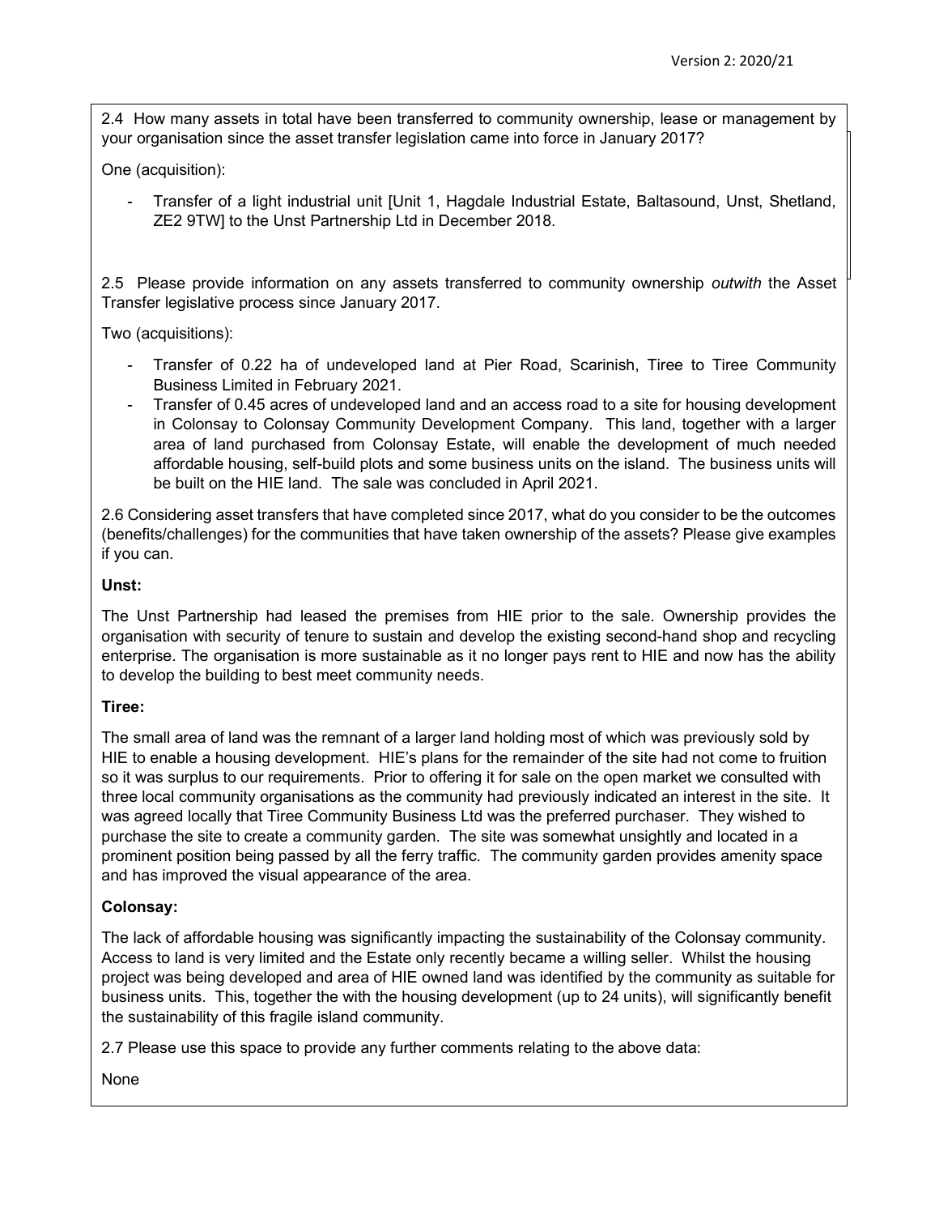2.4 How many assets in total have been transferred to community ownership, lease or management by your organisation since the asset transfer legislation came into force in January 2017?

One (acquisition):

- Transfer of a light industrial unit [Unit 1, Hagdale Industrial Estate, Baltasound, Unst, Shetland, ZE2 9TW] to the Unst Partnership Ltd in December 2018.

2.5 Please provide information on any assets transferred to community ownership *outwith* the Asset Transfer legislative process since January 2017.

Two (acquisitions):

- Transfer of 0.22 ha of undeveloped land at Pier Road, Scarinish, Tiree to Tiree Community Business Limited in February 2021.
- Transfer of 0.45 acres of undeveloped land and an access road to a site for housing development in Colonsay to Colonsay Community Development Company. This land, together with a larger area of land purchased from Colonsay Estate, will enable the development of much needed affordable housing, self-build plots and some business units on the island. The business units will be built on the HIE land. The sale was concluded in April 2021.

2.6 Considering asset transfers that have completed since 2017, what do you consider to be the outcomes (benefits/challenges) for the communities that have taken ownership of the assets? Please give examples if you can.

**Unst:**

The Unst Partnership had leased the premises from HIE prior to the sale. Ownership provides the organisation with security of tenure to sustain and develop the existing second-hand shop and recycling enterprise. The organisation is more sustainable as it no longer pays rent to HIE and now has the ability to develop the building to best meet community needs.

**Tiree:**

The small area of land was the remnant of a larger land holding most of which was previously sold by HIE to enable a housing development. HIE's plans for the remainder of the site had not come to fruition so it was surplus to our requirements. Prior to offering it for sale on the open market we consulted with three local community organisations as the community had previously indicated an interest in the site. It was agreed locally that Tiree Community Business Ltd was the preferred purchaser. They wished to purchase the site to create a community garden. The site was somewhat unsightly and located in a prominent position being passed by all the ferry traffic. The community garden provides amenity space and has improved the visual appearance of the area.

**Colonsay:**

The lack of affordable housing was significantly impacting the sustainability of the Colonsay community. Access to land is very limited and the Estate only recently became a willing seller. Whilst the housing project was being developed and area of HIE owned land was identified by the community as suitable for business units. This, together the with the housing development (up to 24 units), will significantly benefit the sustainability of this fragile island community.

2.7 Please use this space to provide any further comments relating to the above data:

None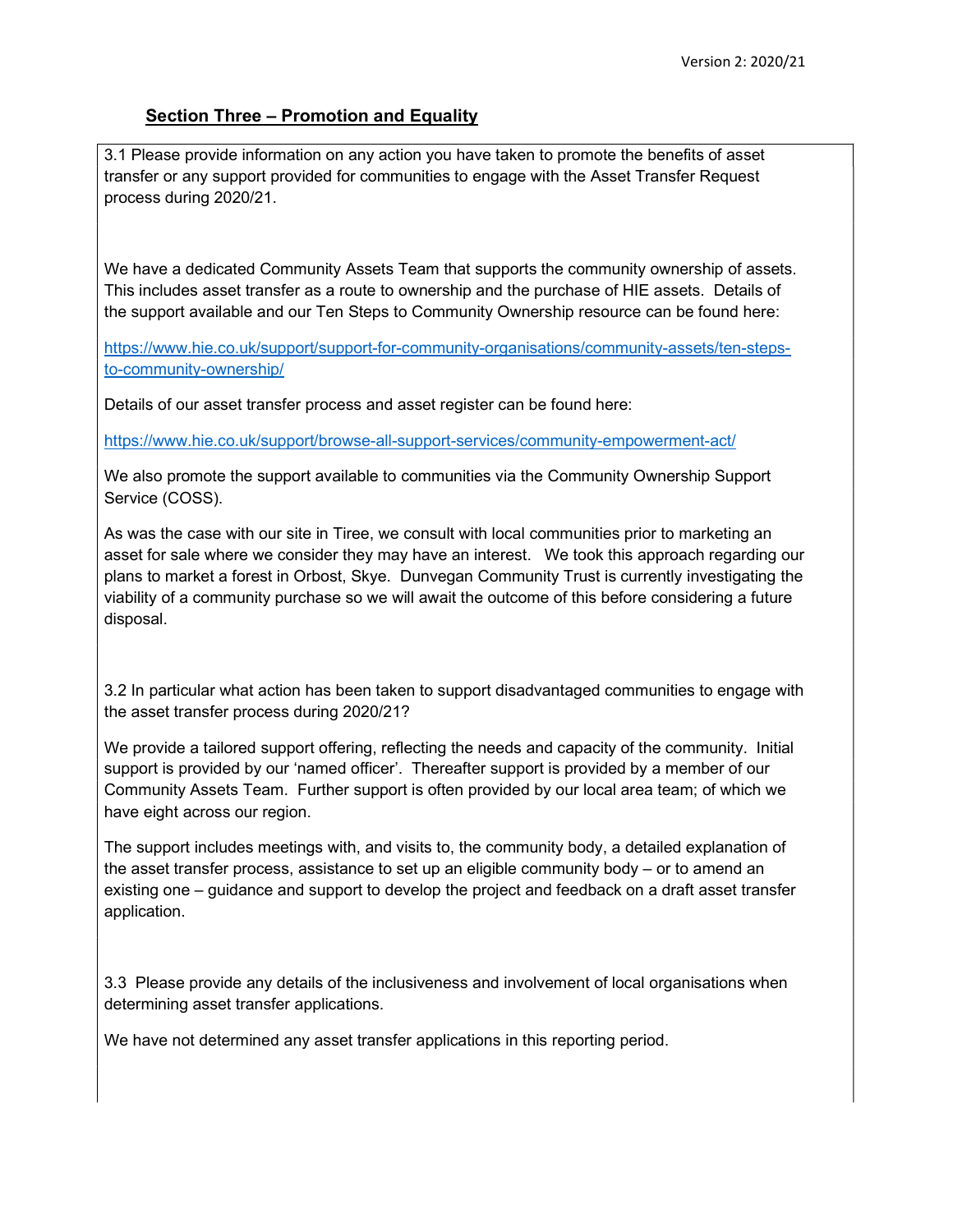## Section Three – Promotion and Equality

3.1 Please provide information on any action you have taken to promote the benefits of asset transfer or any support provided for communities to engage with the Asset Transfer Request process during 2020/21.

We have a dedicated Community Assets Team that supports the community ownership of assets. This includes asset transfer as a route to ownership and the purchase of HIE assets. Details of the support available and our Ten Steps to Community Ownership resource can be found here:

https://www.hie.co.uk/support/support-for-community-organisations/community-assets/ten-steps-to-community-ownership/

Details of our asset transfer process and asset register can be found here:

https://www.hie.co.uk/support/browse-all-support-services/community-empowerment-act/

We also promote the support available to communities via the Community Ownership Support Service (COSS).

As was the case with our site in Tiree, we consult with local communities prior to marketing an asset for sale where we consider they may have an interest. We took this approach regarding our plans to market a forest in Orbost, Skye. Dunvegan Community Trust is currently investigating the viability of a community purchase so we will await the outcome of this before considering a future disposal.

3.2 In particular what action has been taken to support disadvantaged communities to engage with the asset transfer process during 2020/21?

We provide a tailored support offering, reflecting the needs and capacity of the community. Initial support is provided by our 'named officer'. Thereafter support is provided by a member of our Community Assets Team. Further support is often provided by our local area team; of which we have eight across our region.

The support includes meetings with, and visits to, the community body, a detailed explanation of the asset transfer process, assistance to set up an eligible community body – or to amend an existing one – guidance and support to develop the project and feedback on a draft asset transfer application.

3.3 Please provide any details of the inclusiveness and involvement of local organisations when determining asset transfer applications.

We have not determined any asset transfer applications in this reporting period.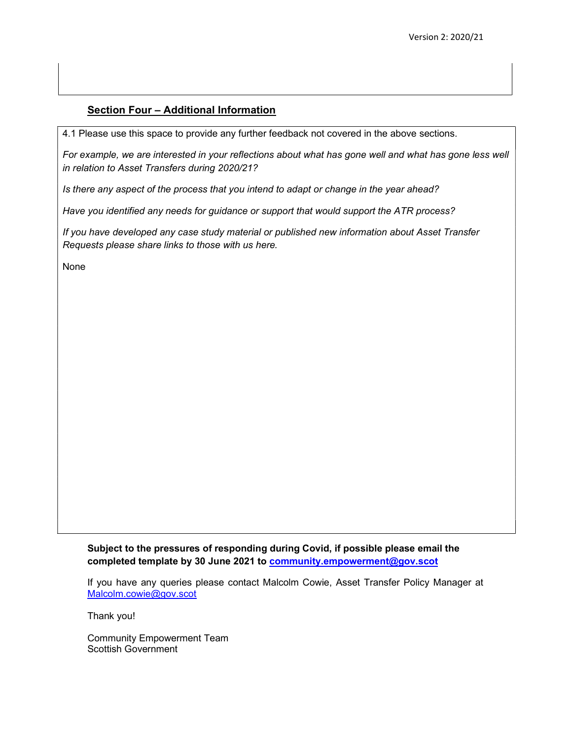## Section Four – Additional Information

4.1 Please use this space to provide any further feedback not covered in the above sections.

*For example, we are interested in your reflections about what has gone well and what has gone less well in relation to Asset Transfers during 2020/21?*

*Is there any aspect of the process that you intend to adapt or change in the year ahead?*

*Have you identified any needs for guidance or support that would support the ATR process?*

*If you have developed any case study material or published new information about Asset Transfer Requests please share links to those with us here.*

None

**Subject to the pressures of responding during Covid, if possible please email the completed template by 30 June 2021 to community.empowerment@gov.scot**

If you have any queries please contact Malcolm Cowie, Asset Transfer Policy Manager at Malcolm.cowie@gov.scot

Thank you!

Community Empowerment Team
Scottish Government